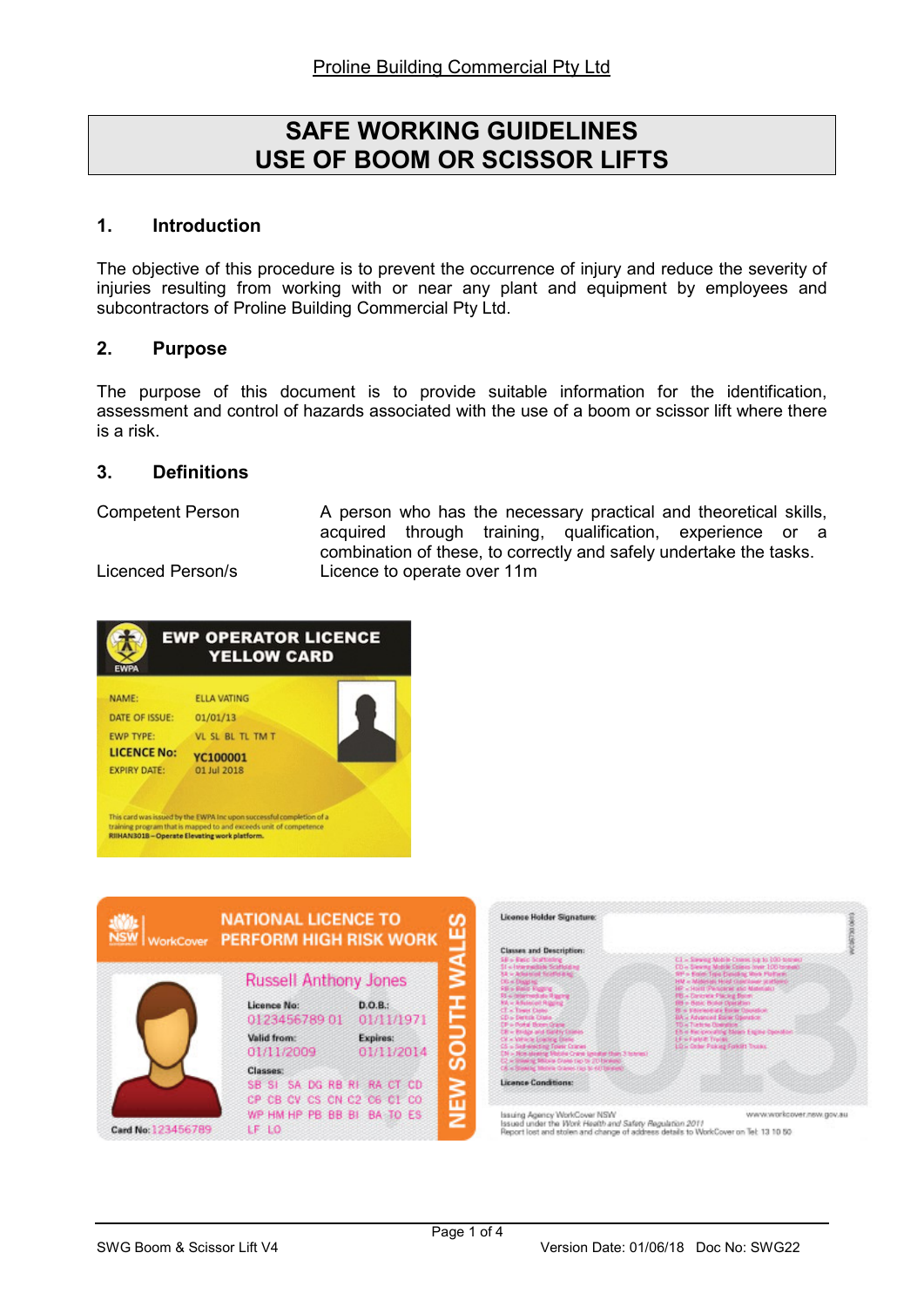Proline Building Commercial Pty Ltd

# SAFE WORKING GUIDELINES
# USE OF BOOM OR SCISSOR LIFTS

## 1. Introduction

The objective of this procedure is to prevent the occurrence of injury and reduce the severity of injuries resulting from working with or near any plant and equipment by employees and subcontractors of Proline Building Commercial Pty Ltd.

## 2. Purpose

The purpose of this document is to provide suitable information for the identification, assessment and control of hazards associated with the use of a boom or scissor lift where there is a risk.

## 3. Definitions

| | |
|---|---|
| Competent Person | A person who has the necessary practical and theoretical skills, acquired through training, qualification, experience or a combination of these, to correctly and safely undertake the tasks. |
| Licenced Person/s | Licence to operate over 11m |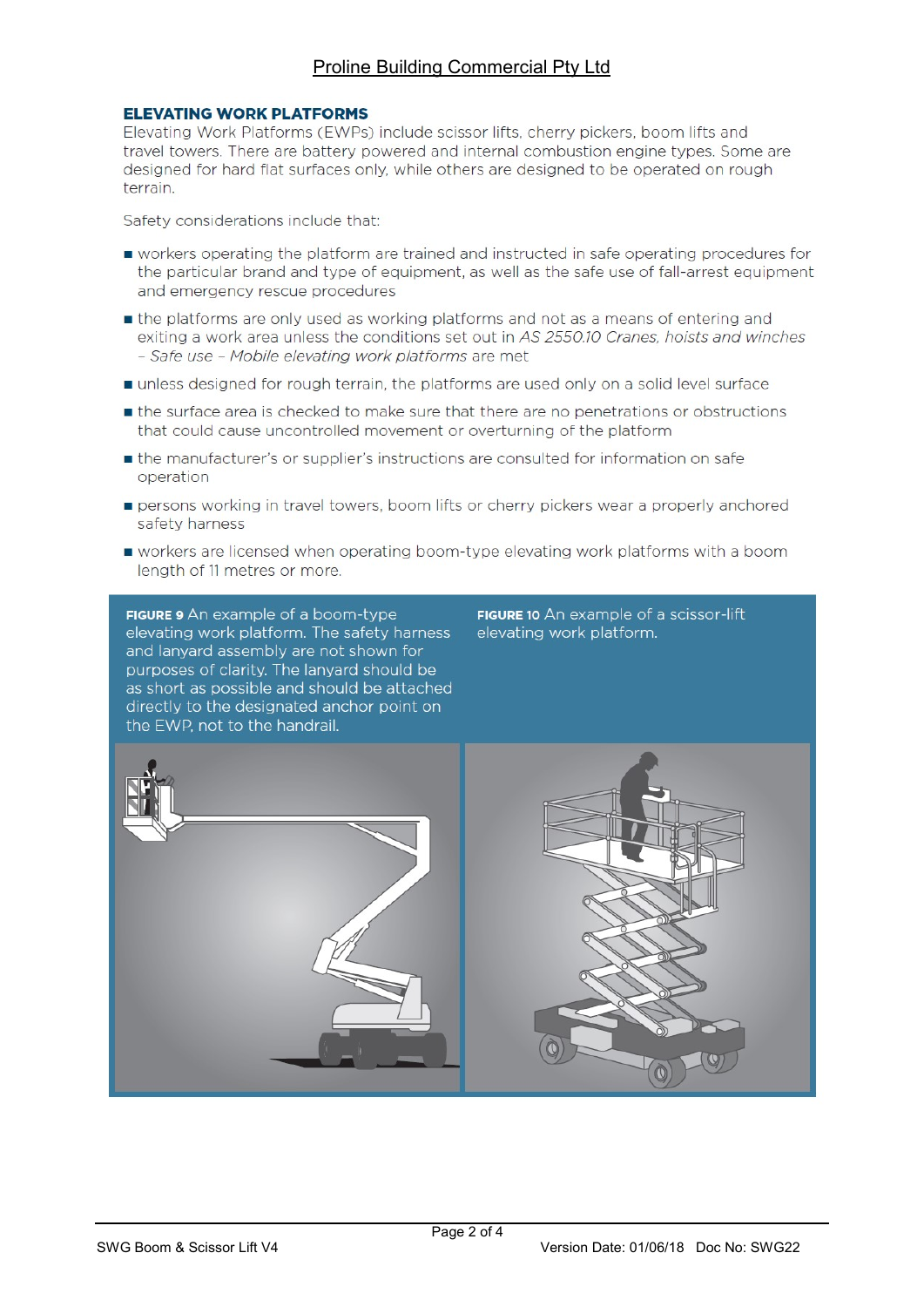## ELEVATING WORK PLATFORMS

Elevating Work Platforms (EWPs) include scissor lifts, cherry pickers, boom lifts and travel towers. There are battery powered and internal combustion engine types. Some are designed for hard flat surfaces only, while others are designed to be operated on rough terrain.

Safety considerations include that:

- workers operating the platform are trained and instructed in safe operating procedures for the particular brand and type of equipment, as well as the safe use of fall-arrest equipment and emergency rescue procedures
- the platforms are only used as working platforms and not as a means of entering and exiting a work area unless the conditions set out in *AS 2550.10 Cranes, hoists and winches – Safe use – Mobile elevating work platforms* are met
- unless designed for rough terrain, the platforms are used only on a solid level surface
- the surface area is checked to make sure that there are no penetrations or obstructions that could cause uncontrolled movement or overturning of the platform
- the manufacturer's or supplier's instructions are consulted for information on safe operation
- persons working in travel towers, boom lifts or cherry pickers wear a properly anchored safety harness
- workers are licensed when operating boom-type elevating work platforms with a boom length of 11 metres or more.

**FIGURE 9** An example of a boom-type elevating work platform. The safety harness and lanyard assembly are not shown for purposes of clarity. The lanyard should be as short as possible and should be attached directly to the designated anchor point on the EWP, not to the handrail.

**FIGURE 10** An example of a scissor-lift elevating work platform.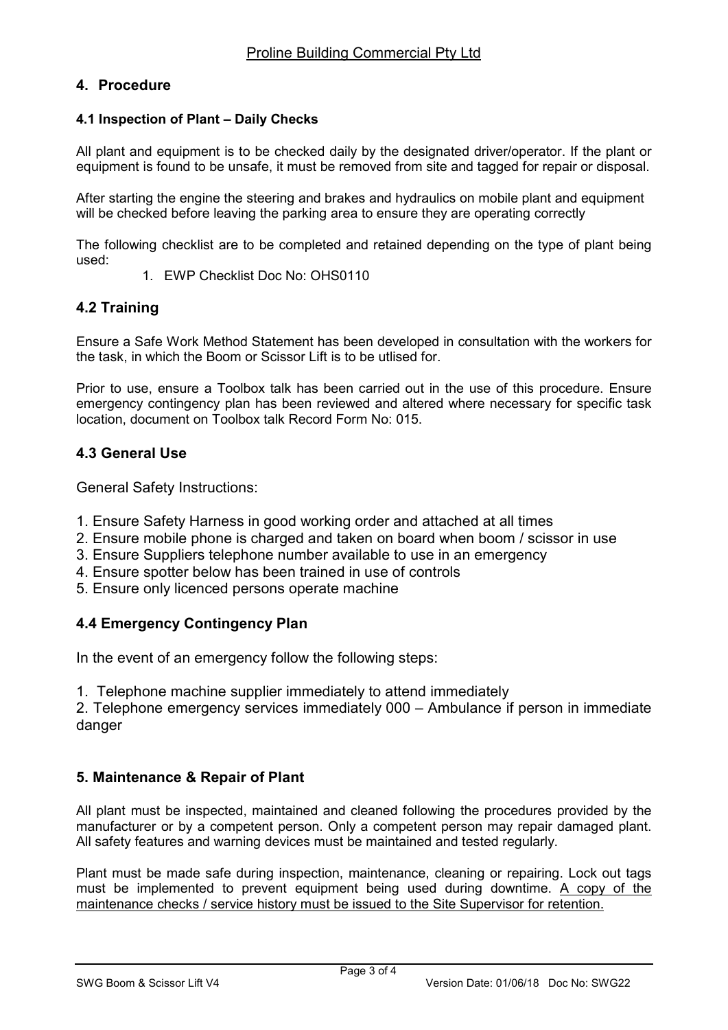## 4. Procedure

### 4.1 Inspection of Plant – Daily Checks

All plant and equipment is to be checked daily by the designated driver/operator. If the plant or equipment is found to be unsafe, it must be removed from site and tagged for repair or disposal.

After starting the engine the steering and brakes and hydraulics on mobile plant and equipment will be checked before leaving the parking area to ensure they are operating correctly

The following checklist are to be completed and retained depending on the type of plant being used:

1. EWP Checklist Doc No: OHS0110

### 4.2 Training

Ensure a Safe Work Method Statement has been developed in consultation with the workers for the task, in which the Boom or Scissor Lift is to be utlised for.

Prior to use, ensure a Toolbox talk has been carried out in the use of this procedure. Ensure emergency contingency plan has been reviewed and altered where necessary for specific task location, document on Toolbox talk Record Form No: 015.

### 4.3 General Use

General Safety Instructions:

1. Ensure Safety Harness in good working order and attached at all times
2. Ensure mobile phone is charged and taken on board when boom / scissor in use
3. Ensure Suppliers telephone number available to use in an emergency
4. Ensure spotter below has been trained in use of controls
5. Ensure only licenced persons operate machine

### 4.4 Emergency Contingency Plan

In the event of an emergency follow the following steps:

1. Telephone machine supplier immediately to attend immediately
2. Telephone emergency services immediately 000 – Ambulance if person in immediate danger

## 5. Maintenance & Repair of Plant

All plant must be inspected, maintained and cleaned following the procedures provided by the manufacturer or by a competent person. Only a competent person may repair damaged plant. All safety features and warning devices must be maintained and tested regularly.

Plant must be made safe during inspection, maintenance, cleaning or repairing. Lock out tags must be implemented to prevent equipment being used during downtime. <u>A copy of the maintenance checks / service history must be issued to the Site Supervisor for retention.</u>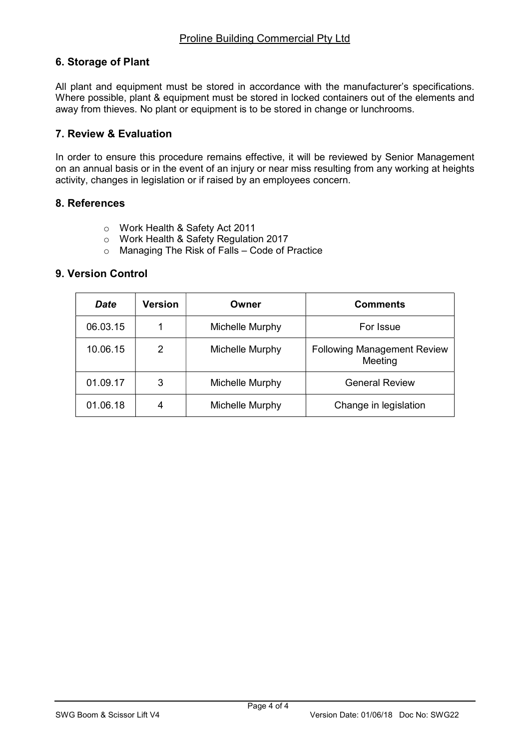## 6. Storage of Plant

All plant and equipment must be stored in accordance with the manufacturer's specifications. Where possible, plant & equipment must be stored in locked containers out of the elements and away from thieves. No plant or equipment is to be stored in change or lunchrooms.

## 7. Review & Evaluation

In order to ensure this procedure remains effective, it will be reviewed by Senior Management on an annual basis or in the event of an injury or near miss resulting from any working at heights activity, changes in legislation or if raised by an employees concern.

## 8. References

- Work Health & Safety Act 2011
- Work Health & Safety Regulation 2017
- Managing The Risk of Falls – Code of Practice

## 9. Version Control

| *Date* | Version | Owner | Comments |
|---|---|---|---|
| 06.03.15 | 1 | Michelle Murphy | For Issue |
| 10.06.15 | 2 | Michelle Murphy | Following Management Review Meeting |
| 01.09.17 | 3 | Michelle Murphy | General Review |
| 01.06.18 | 4 | Michelle Murphy | Change in legislation |